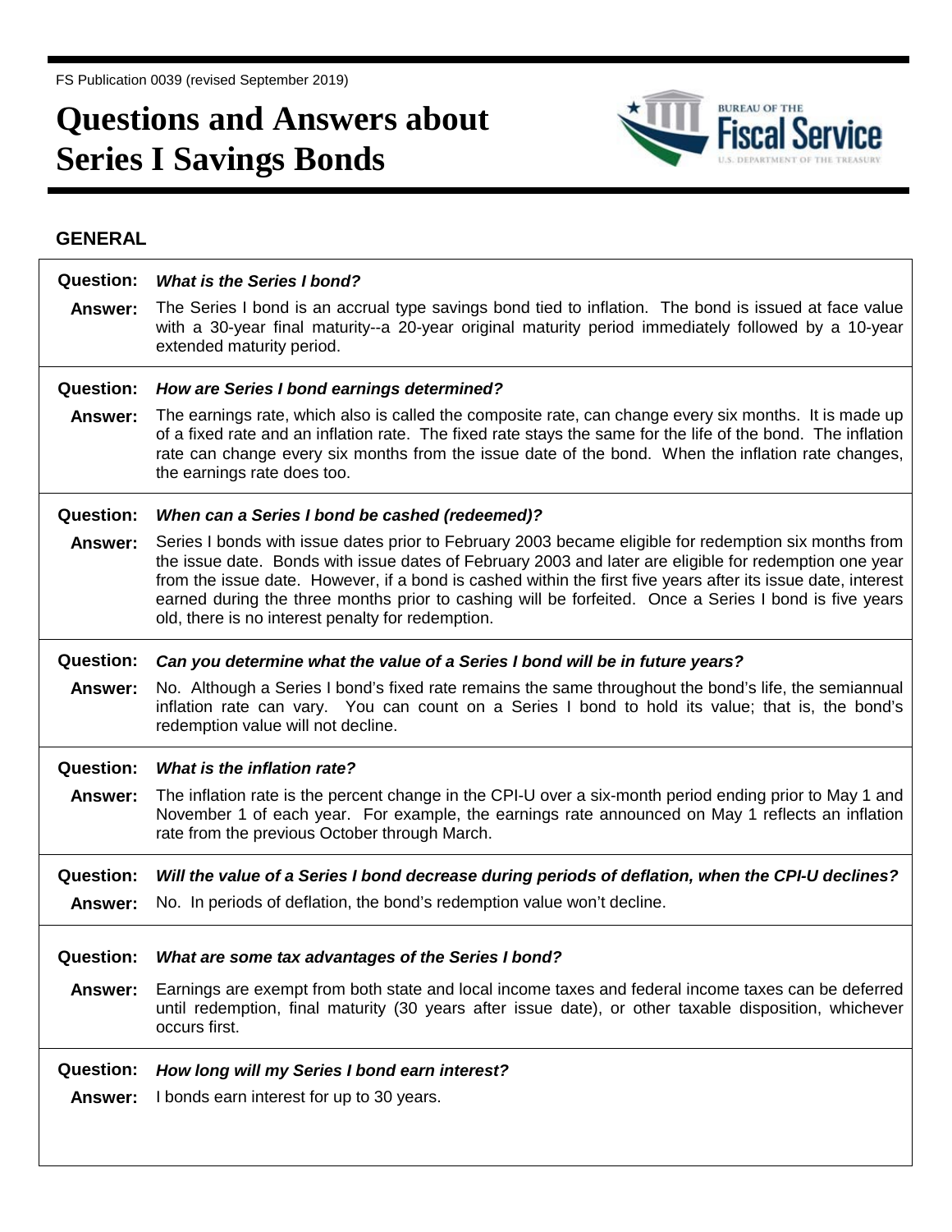FS Publication 0039 (revised September 2019)

# Questions and Answers about Series I Savings Bonds

## GENERAL

**Question:** ***What is the Series I bond?***

**Answer:** The Series I bond is an accrual type savings bond tied to inflation. The bond is issued at face value with a 30-year final maturity--a 20-year original maturity period immediately followed by a 10-year extended maturity period.

**Question:** ***How are Series I bond earnings determined?***

**Answer:** The earnings rate, which also is called the composite rate, can change every six months. It is made up of a fixed rate and an inflation rate. The fixed rate stays the same for the life of the bond. The inflation rate can change every six months from the issue date of the bond. When the inflation rate changes, the earnings rate does too.

**Question:** ***When can a Series I bond be cashed (redeemed)?***

**Answer:** Series I bonds with issue dates prior to February 2003 became eligible for redemption six months from the issue date. Bonds with issue dates of February 2003 and later are eligible for redemption one year from the issue date. However, if a bond is cashed within the first five years after its issue date, interest earned during the three months prior to cashing will be forfeited. Once a Series I bond is five years old, there is no interest penalty for redemption.

**Question:** ***Can you determine what the value of a Series I bond will be in future years?***

**Answer:** No. Although a Series I bond's fixed rate remains the same throughout the bond's life, the semiannual inflation rate can vary. You can count on a Series I bond to hold its value; that is, the bond's redemption value will not decline.

**Question:** ***What is the inflation rate?***

**Answer:** The inflation rate is the percent change in the CPI-U over a six-month period ending prior to May 1 and November 1 of each year. For example, the earnings rate announced on May 1 reflects an inflation rate from the previous October through March.

**Question:** ***Will the value of a Series I bond decrease during periods of deflation, when the CPI-U declines?***

**Answer:** No. In periods of deflation, the bond's redemption value won't decline.

**Question:** ***What are some tax advantages of the Series I bond?***

**Answer:** Earnings are exempt from both state and local income taxes and federal income taxes can be deferred until redemption, final maturity (30 years after issue date), or other taxable disposition, whichever occurs first.

**Question:** ***How long will my Series I bond earn interest?***

**Answer:** I bonds earn interest for up to 30 years.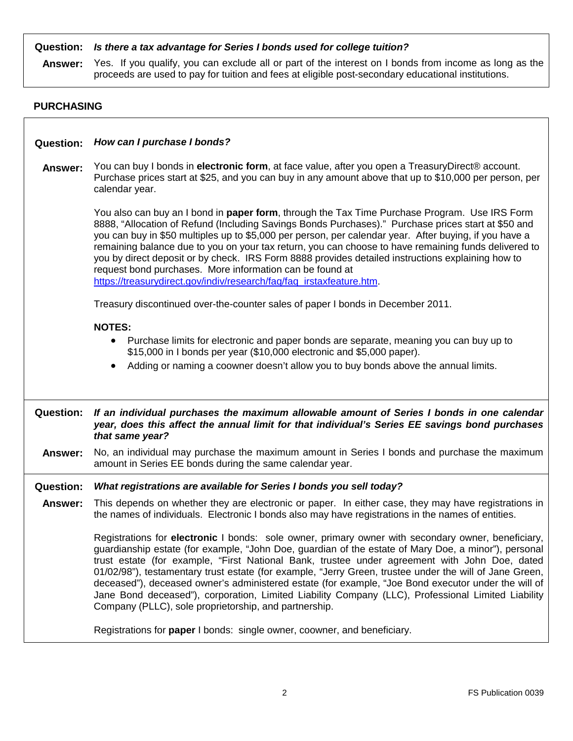**Question:** ***Is there a tax advantage for Series I bonds used for college tuition?***

**Answer:** Yes. If you qualify, you can exclude all or part of the interest on I bonds from income as long as the proceeds are used to pay for tuition and fees at eligible post-secondary educational institutions.

## PURCHASING

**Question:** ***How can I purchase I bonds?***

**Answer:** You can buy I bonds in **electronic form**, at face value, after you open a TreasuryDirect® account. Purchase prices start at $25, and you can buy in any amount above that up to $10,000 per person, per calendar year.

You also can buy an I bond in **paper form**, through the Tax Time Purchase Program. Use IRS Form 8888, "Allocation of Refund (Including Savings Bonds Purchases)." Purchase prices start at $50 and you can buy in $50 multiples up to $5,000 per person, per calendar year. After buying, if you have a remaining balance due to you on your tax return, you can choose to have remaining funds delivered to you by direct deposit or by check. IRS Form 8888 provides detailed instructions explaining how to request bond purchases. More information can be found at https://treasurydirect.gov/indiv/research/faq/faq_irstaxfeature.htm.

Treasury discontinued over-the-counter sales of paper I bonds in December 2011.

**NOTES:**

- Purchase limits for electronic and paper bonds are separate, meaning you can buy up to $15,000 in I bonds per year ($10,000 electronic and $5,000 paper).
- Adding or naming a coowner doesn't allow you to buy bonds above the annual limits.

**Question:** ***If an individual purchases the maximum allowable amount of Series I bonds in one calendar year, does this affect the annual limit for that individual's Series EE savings bond purchases that same year?***

**Answer:** No, an individual may purchase the maximum amount in Series I bonds and purchase the maximum amount in Series EE bonds during the same calendar year.

**Question:** ***What registrations are available for Series I bonds you sell today?***

**Answer:** This depends on whether they are electronic or paper. In either case, they may have registrations in the names of individuals. Electronic I bonds also may have registrations in the names of entities.

Registrations for **electronic** I bonds: sole owner, primary owner with secondary owner, beneficiary, guardianship estate (for example, "John Doe, guardian of the estate of Mary Doe, a minor"), personal trust estate (for example, "First National Bank, trustee under agreement with John Doe, dated 01/02/98"), testamentary trust estate (for example, "Jerry Green, trustee under the will of Jane Green, deceased"), deceased owner's administered estate (for example, "Joe Bond executor under the will of Jane Bond deceased"), corporation, Limited Liability Company (LLC), Professional Limited Liability Company (PLLC), sole proprietorship, and partnership.

Registrations for **paper** I bonds: single owner, coowner, and beneficiary.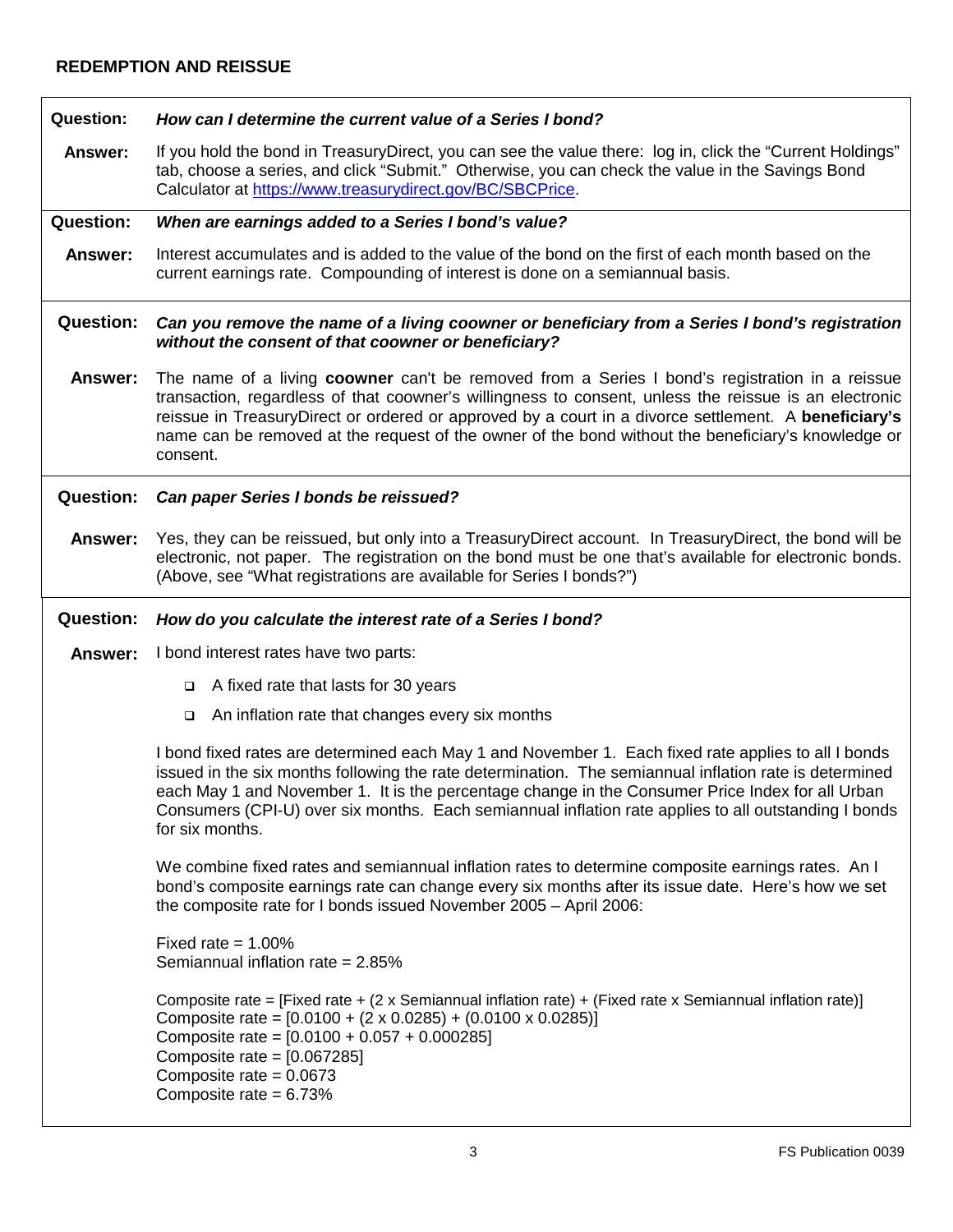## REDEMPTION AND REISSUE

**Question:** ***How can I determine the current value of a Series I bond?***

**Answer:** If you hold the bond in TreasuryDirect, you can see the value there: log in, click the "Current Holdings" tab, choose a series, and click "Submit." Otherwise, you can check the value in the Savings Bond Calculator at https://www.treasurydirect.gov/BC/SBCPrice.

**Question:** ***When are earnings added to a Series I bond's value?***

**Answer:** Interest accumulates and is added to the value of the bond on the first of each month based on the current earnings rate. Compounding of interest is done on a semiannual basis.

**Question:** ***Can you remove the name of a living coowner or beneficiary from a Series I bond's registration without the consent of that coowner or beneficiary?***

**Answer:** The name of a living **coowner** can't be removed from a Series I bond's registration in a reissue transaction, regardless of that coowner's willingness to consent, unless the reissue is an electronic reissue in TreasuryDirect or ordered or approved by a court in a divorce settlement. A **beneficiary's** name can be removed at the request of the owner of the bond without the beneficiary's knowledge or consent.

**Question:** ***Can paper Series I bonds be reissued?***

**Answer:** Yes, they can be reissued, but only into a TreasuryDirect account. In TreasuryDirect, the bond will be electronic, not paper. The registration on the bond must be one that's available for electronic bonds. (Above, see "What registrations are available for Series I bonds?")

**Question:** ***How do you calculate the interest rate of a Series I bond?***

**Answer:** I bond interest rates have two parts:

- A fixed rate that lasts for 30 years
- An inflation rate that changes every six months

I bond fixed rates are determined each May 1 and November 1. Each fixed rate applies to all I bonds issued in the six months following the rate determination. The semiannual inflation rate is determined each May 1 and November 1. It is the percentage change in the Consumer Price Index for all Urban Consumers (CPI-U) over six months. Each semiannual inflation rate applies to all outstanding I bonds for six months.

We combine fixed rates and semiannual inflation rates to determine composite earnings rates. An I bond's composite earnings rate can change every six months after its issue date. Here's how we set the composite rate for I bonds issued November 2005 – April 2006:

Fixed rate = 1.00%
Semiannual inflation rate = 2.85%

Composite rate = [Fixed rate + (2 x Semiannual inflation rate) + (Fixed rate x Semiannual inflation rate)]
Composite rate = [0.0100 + (2 x 0.0285) + (0.0100 x 0.0285)]
Composite rate = [0.0100 + 0.057 + 0.000285]
Composite rate = [0.067285]
Composite rate = 0.0673
Composite rate = 6.73%